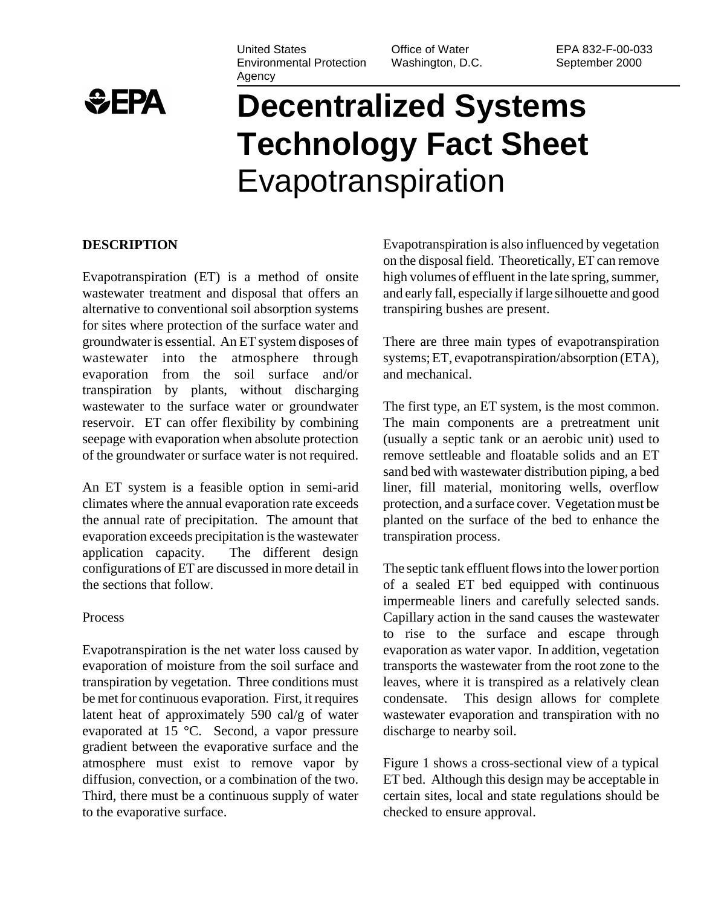United States Environmental Protection Agency

Office of Water Washington, D.C.

EPA 832-F-00-033 September 2000

# Decentralized Systems Technology Fact Sheet
# Evapotranspiration

## DESCRIPTION

Evapotranspiration (ET) is a method of onsite wastewater treatment and disposal that offers an alternative to conventional soil absorption systems for sites where protection of the surface water and groundwater is essential. An ET system disposes of wastewater into the atmosphere through evaporation from the soil surface and/or transpiration by plants, without discharging wastewater to the surface water or groundwater reservoir. ET can offer flexibility by combining seepage with evaporation when absolute protection of the groundwater or surface water is not required.

An ET system is a feasible option in semi-arid climates where the annual evaporation rate exceeds the annual rate of precipitation. The amount that evaporation exceeds precipitation is the wastewater application capacity. The different design configurations of ET are discussed in more detail in the sections that follow.

### Process

Evapotranspiration is the net water loss caused by evaporation of moisture from the soil surface and transpiration by vegetation. Three conditions must be met for continuous evaporation. First, it requires latent heat of approximately 590 cal/g of water evaporated at 15 °C. Second, a vapor pressure gradient between the evaporative surface and the atmosphere must exist to remove vapor by diffusion, convection, or a combination of the two. Third, there must be a continuous supply of water to the evaporative surface.

Evapotranspiration is also influenced by vegetation on the disposal field. Theoretically, ET can remove high volumes of effluent in the late spring, summer, and early fall, especially if large silhouette and good transpiring bushes are present.

There are three main types of evapotranspiration systems; ET, evapotranspiration/absorption (ETA), and mechanical.

The first type, an ET system, is the most common. The main components are a pretreatment unit (usually a septic tank or an aerobic unit) used to remove settleable and floatable solids and an ET sand bed with wastewater distribution piping, a bed liner, fill material, monitoring wells, overflow protection, and a surface cover. Vegetation must be planted on the surface of the bed to enhance the transpiration process.

The septic tank effluent flows into the lower portion of a sealed ET bed equipped with continuous impermeable liners and carefully selected sands. Capillary action in the sand causes the wastewater to rise to the surface and escape through evaporation as water vapor. In addition, vegetation transports the wastewater from the root zone to the leaves, where it is transpired as a relatively clean condensate. This design allows for complete wastewater evaporation and transpiration with no discharge to nearby soil.

Figure 1 shows a cross-sectional view of a typical ET bed. Although this design may be acceptable in certain sites, local and state regulations should be checked to ensure approval.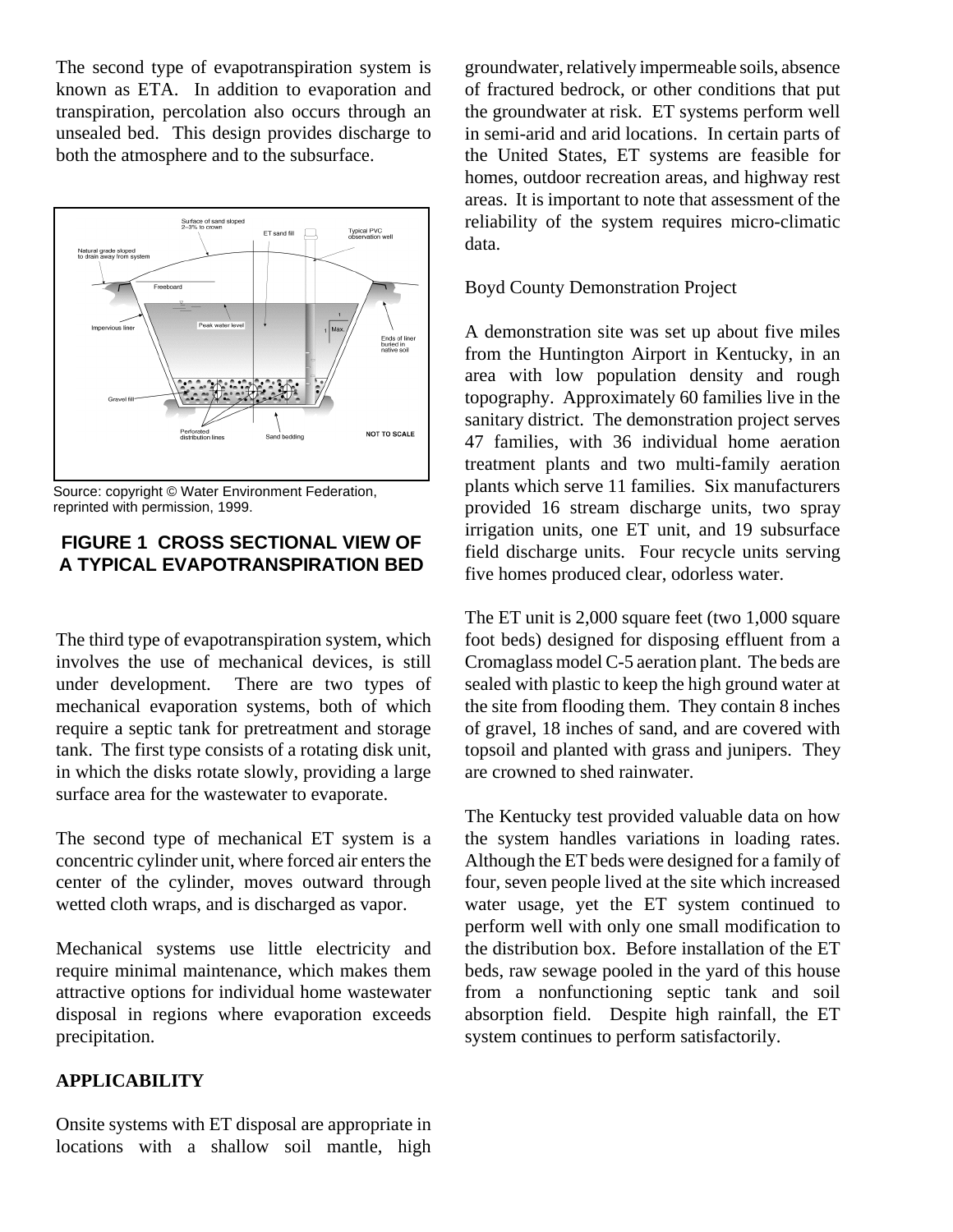The second type of evapotranspiration system is known as ETA. In addition to evaporation and transpiration, percolation also occurs through an unsealed bed. This design provides discharge to both the atmosphere and to the subsurface.

Source: copyright © Water Environment Federation, reprinted with permission, 1999.

**FIGURE 1 CROSS SECTIONAL VIEW OF A TYPICAL EVAPOTRANSPIRATION BED**

The third type of evapotranspiration system, which involves the use of mechanical devices, is still under development. There are two types of mechanical evaporation systems, both of which require a septic tank for pretreatment and storage tank. The first type consists of a rotating disk unit, in which the disks rotate slowly, providing a large surface area for the wastewater to evaporate.

The second type of mechanical ET system is a concentric cylinder unit, where forced air enters the center of the cylinder, moves outward through wetted cloth wraps, and is discharged as vapor.

Mechanical systems use little electricity and require minimal maintenance, which makes them attractive options for individual home wastewater disposal in regions where evaporation exceeds precipitation.

## APPLICABILITY

Onsite systems with ET disposal are appropriate in locations with a shallow soil mantle, high groundwater, relatively impermeable soils, absence of fractured bedrock, or other conditions that put the groundwater at risk. ET systems perform well in semi-arid and arid locations. In certain parts of the United States, ET systems are feasible for homes, outdoor recreation areas, and highway rest areas. It is important to note that assessment of the reliability of the system requires micro-climatic data.

Boyd County Demonstration Project

A demonstration site was set up about five miles from the Huntington Airport in Kentucky, in an area with low population density and rough topography. Approximately 60 families live in the sanitary district. The demonstration project serves 47 families, with 36 individual home aeration treatment plants and two multi-family aeration plants which serve 11 families. Six manufacturers provided 16 stream discharge units, two spray irrigation units, one ET unit, and 19 subsurface field discharge units. Four recycle units serving five homes produced clear, odorless water.

The ET unit is 2,000 square feet (two 1,000 square foot beds) designed for disposing effluent from a Cromaglass model C-5 aeration plant. The beds are sealed with plastic to keep the high ground water at the site from flooding them. They contain 8 inches of gravel, 18 inches of sand, and are covered with topsoil and planted with grass and junipers. They are crowned to shed rainwater.

The Kentucky test provided valuable data on how the system handles variations in loading rates. Although the ET beds were designed for a family of four, seven people lived at the site which increased water usage, yet the ET system continued to perform well with only one small modification to the distribution box. Before installation of the ET beds, raw sewage pooled in the yard of this house from a nonfunctioning septic tank and soil absorption field. Despite high rainfall, the ET system continues to perform satisfactorily.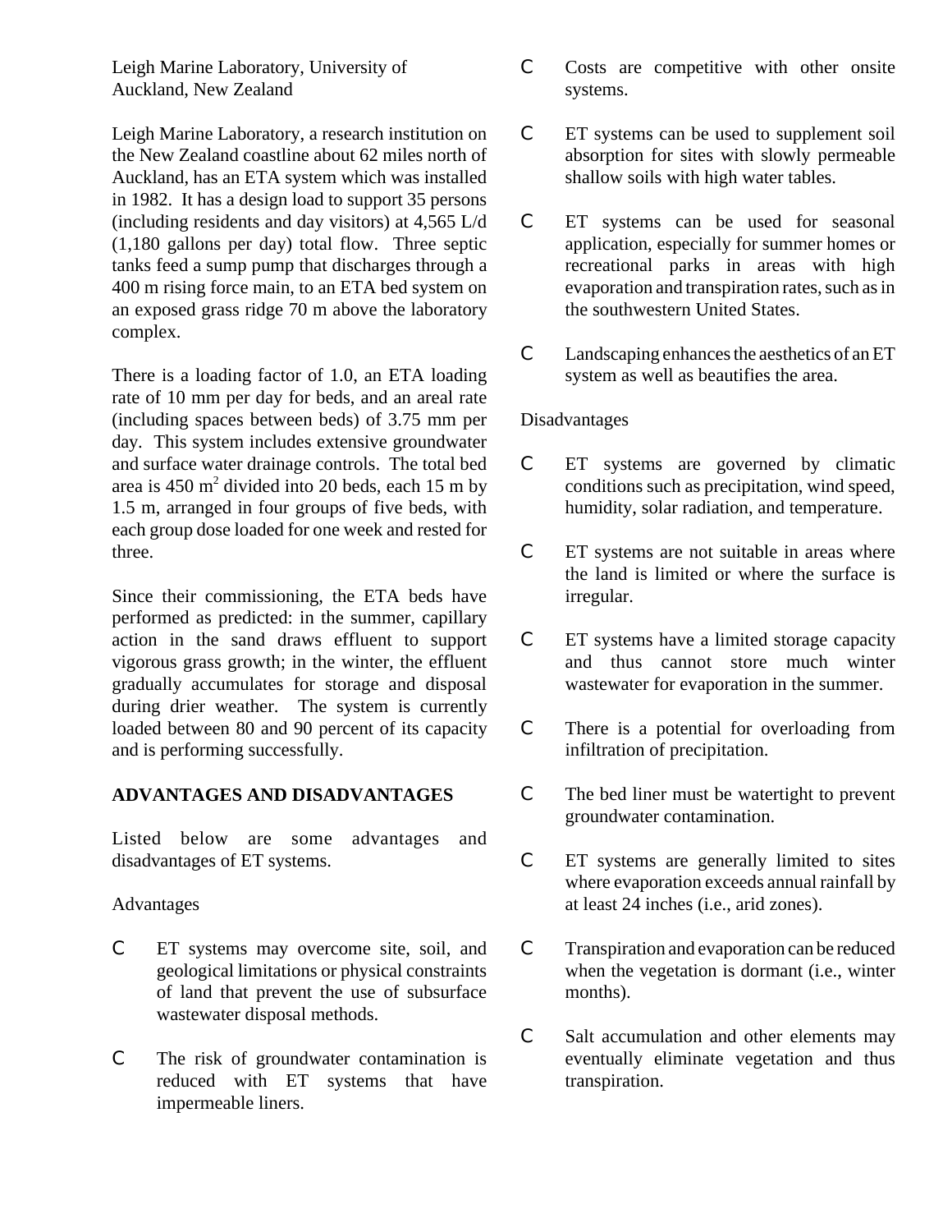Leigh Marine Laboratory, University of Auckland, New Zealand

Leigh Marine Laboratory, a research institution on the New Zealand coastline about 62 miles north of Auckland, has an ETA system which was installed in 1982. It has a design load to support 35 persons (including residents and day visitors) at 4,565 L/d (1,180 gallons per day) total flow. Three septic tanks feed a sump pump that discharges through a 400 m rising force main, to an ETA bed system on an exposed grass ridge 70 m above the laboratory complex.

There is a loading factor of 1.0, an ETA loading rate of 10 mm per day for beds, and an areal rate (including spaces between beds) of 3.75 mm per day. This system includes extensive groundwater and surface water drainage controls. The total bed area is 450 $m^2$ divided into 20 beds, each 15 m by 1.5 m, arranged in four groups of five beds, with each group dose loaded for one week and rested for three.

Since their commissioning, the ETA beds have performed as predicted: in the summer, capillary action in the sand draws effluent to support vigorous grass growth; in the winter, the effluent gradually accumulates for storage and disposal during drier weather. The system is currently loaded between 80 and 90 percent of its capacity and is performing successfully.

## ADVANTAGES AND DISADVANTAGES

Listed below are some advantages and disadvantages of ET systems.

Advantages

- ET systems may overcome site, soil, and geological limitations or physical constraints of land that prevent the use of subsurface wastewater disposal methods.
- The risk of groundwater contamination is reduced with ET systems that have impermeable liners.
- Costs are competitive with other onsite systems.
- ET systems can be used to supplement soil absorption for sites with slowly permeable shallow soils with high water tables.
- ET systems can be used for seasonal application, especially for summer homes or recreational parks in areas with high evaporation and transpiration rates, such as in the southwestern United States.
- Landscaping enhances the aesthetics of an ET system as well as beautifies the area.

Disadvantages

- ET systems are governed by climatic conditions such as precipitation, wind speed, humidity, solar radiation, and temperature.
- ET systems are not suitable in areas where the land is limited or where the surface is irregular.
- ET systems have a limited storage capacity and thus cannot store much winter wastewater for evaporation in the summer.
- There is a potential for overloading from infiltration of precipitation.
- The bed liner must be watertight to prevent groundwater contamination.
- ET systems are generally limited to sites where evaporation exceeds annual rainfall by at least 24 inches (i.e., arid zones).
- Transpiration and evaporation can be reduced when the vegetation is dormant (i.e., winter months).
- Salt accumulation and other elements may eventually eliminate vegetation and thus transpiration.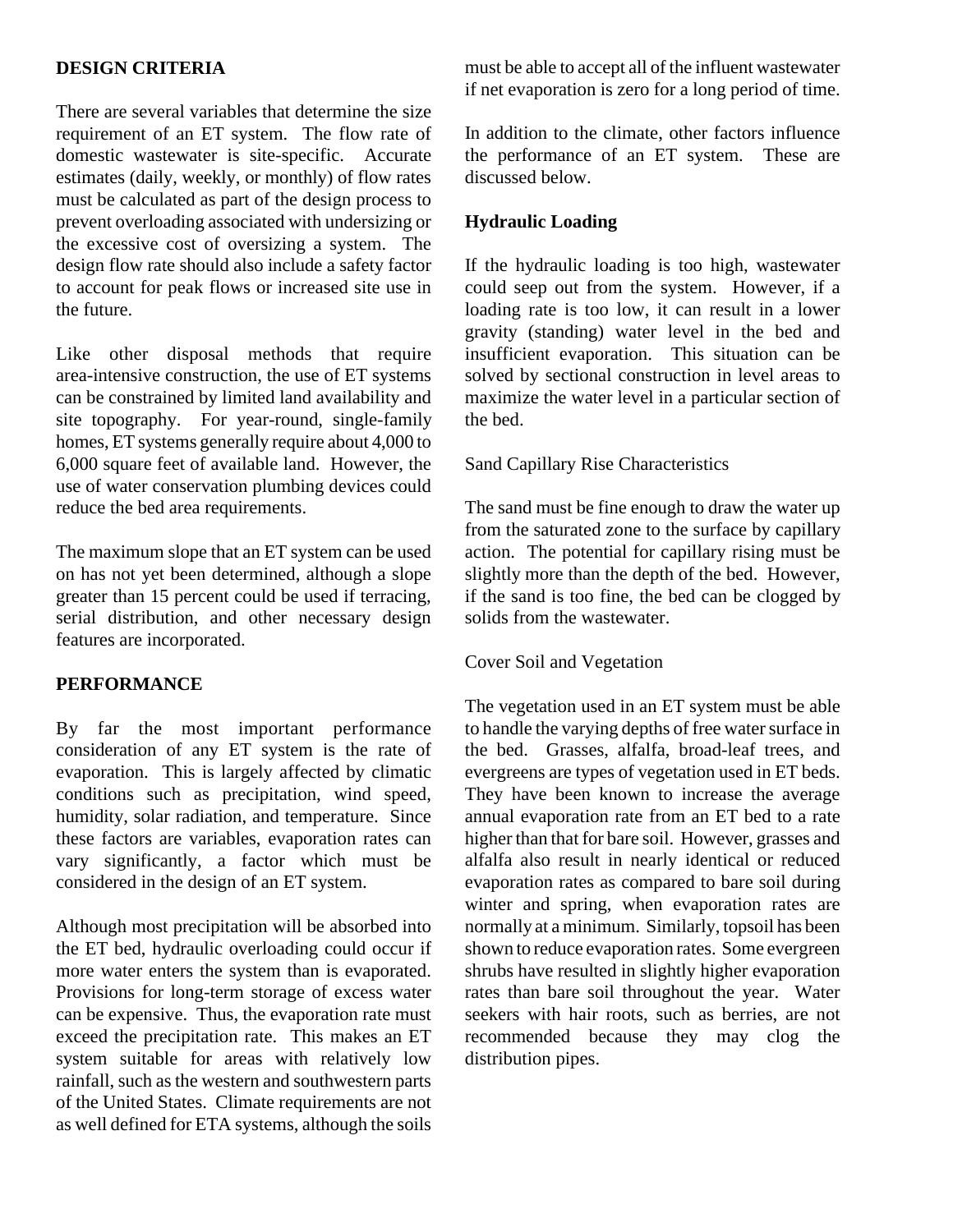## DESIGN CRITERIA

There are several variables that determine the size requirement of an ET system. The flow rate of domestic wastewater is site-specific. Accurate estimates (daily, weekly, or monthly) of flow rates must be calculated as part of the design process to prevent overloading associated with undersizing or the excessive cost of oversizing a system. The design flow rate should also include a safety factor to account for peak flows or increased site use in the future.

Like other disposal methods that require area-intensive construction, the use of ET systems can be constrained by limited land availability and site topography. For year-round, single-family homes, ET systems generally require about 4,000 to 6,000 square feet of available land. However, the use of water conservation plumbing devices could reduce the bed area requirements.

The maximum slope that an ET system can be used on has not yet been determined, although a slope greater than 15 percent could be used if terracing, serial distribution, and other necessary design features are incorporated.

## PERFORMANCE

By far the most important performance consideration of any ET system is the rate of evaporation. This is largely affected by climatic conditions such as precipitation, wind speed, humidity, solar radiation, and temperature. Since these factors are variables, evaporation rates can vary significantly, a factor which must be considered in the design of an ET system.

Although most precipitation will be absorbed into the ET bed, hydraulic overloading could occur if more water enters the system than is evaporated. Provisions for long-term storage of excess water can be expensive. Thus, the evaporation rate must exceed the precipitation rate. This makes an ET system suitable for areas with relatively low rainfall, such as the western and southwestern parts of the United States. Climate requirements are not as well defined for ETA systems, although the soils must be able to accept all of the influent wastewater if net evaporation is zero for a long period of time.

In addition to the climate, other factors influence the performance of an ET system. These are discussed below.

### Hydraulic Loading

If the hydraulic loading is too high, wastewater could seep out from the system. However, if a loading rate is too low, it can result in a lower gravity (standing) water level in the bed and insufficient evaporation. This situation can be solved by sectional construction in level areas to maximize the water level in a particular section of the bed.

#### Sand Capillary Rise Characteristics

The sand must be fine enough to draw the water up from the saturated zone to the surface by capillary action. The potential for capillary rising must be slightly more than the depth of the bed. However, if the sand is too fine, the bed can be clogged by solids from the wastewater.

#### Cover Soil and Vegetation

The vegetation used in an ET system must be able to handle the varying depths of free water surface in the bed. Grasses, alfalfa, broad-leaf trees, and evergreens are types of vegetation used in ET beds. They have been known to increase the average annual evaporation rate from an ET bed to a rate higher than that for bare soil. However, grasses and alfalfa also result in nearly identical or reduced evaporation rates as compared to bare soil during winter and spring, when evaporation rates are normally at a minimum. Similarly, topsoil has been shown to reduce evaporation rates. Some evergreen shrubs have resulted in slightly higher evaporation rates than bare soil throughout the year. Water seekers with hair roots, such as berries, are not recommended because they may clog the distribution pipes.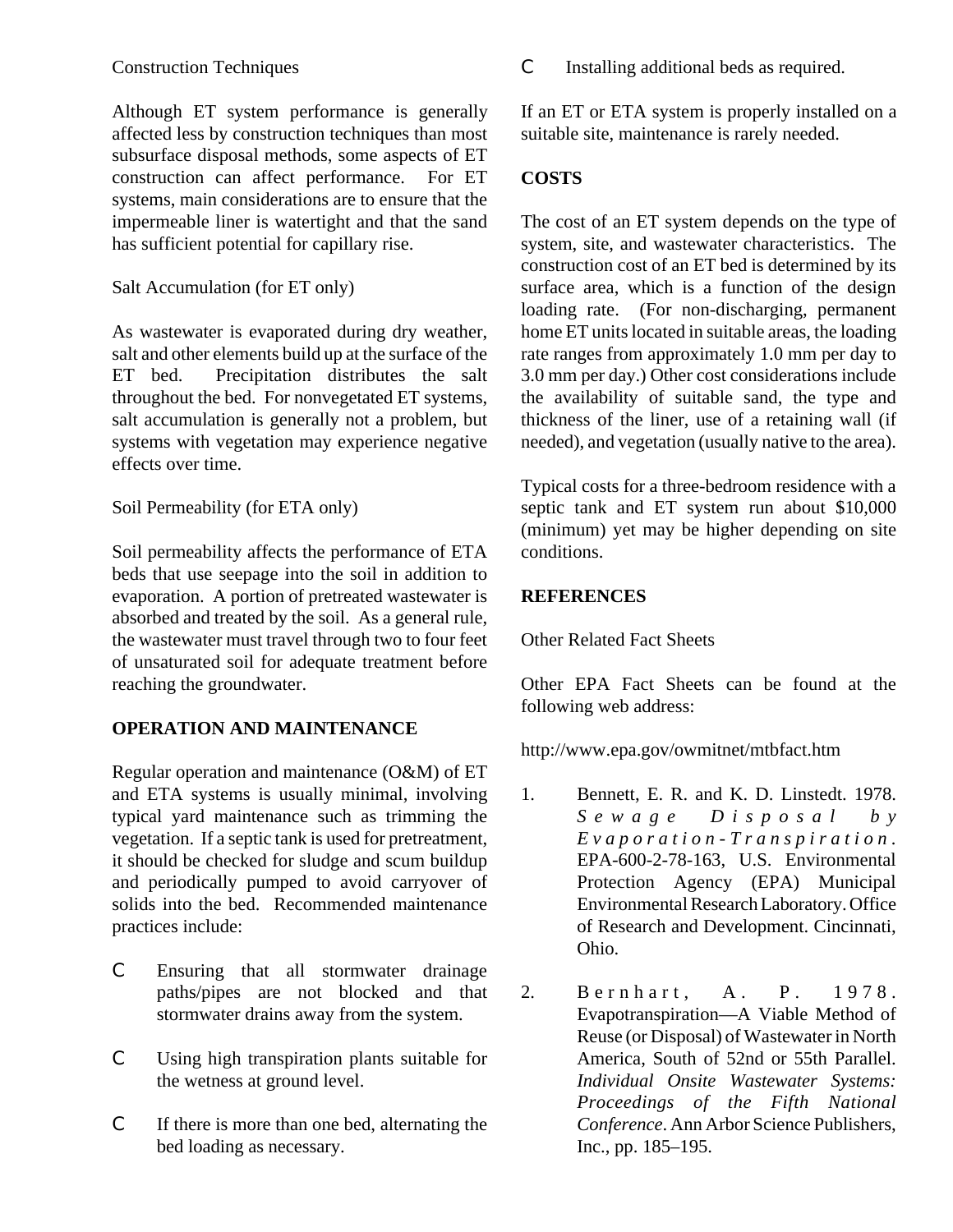Construction Techniques

Although ET system performance is generally affected less by construction techniques than most subsurface disposal methods, some aspects of ET construction can affect performance. For ET systems, main considerations are to ensure that the impermeable liner is watertight and that the sand has sufficient potential for capillary rise.

Salt Accumulation (for ET only)

As wastewater is evaporated during dry weather, salt and other elements build up at the surface of the ET bed. Precipitation distributes the salt throughout the bed. For nonvegetated ET systems, salt accumulation is generally not a problem, but systems with vegetation may experience negative effects over time.

Soil Permeability (for ETA only)

Soil permeability affects the performance of ETA beds that use seepage into the soil in addition to evaporation. A portion of pretreated wastewater is absorbed and treated by the soil. As a general rule, the wastewater must travel through two to four feet of unsaturated soil for adequate treatment before reaching the groundwater.

## OPERATION AND MAINTENANCE

Regular operation and maintenance (O&M) of ET and ETA systems is usually minimal, involving typical yard maintenance such as trimming the vegetation. If a septic tank is used for pretreatment, it should be checked for sludge and scum buildup and periodically pumped to avoid carryover of solids into the bed. Recommended maintenance practices include:

- Ensuring that all stormwater drainage paths/pipes are not blocked and that stormwater drains away from the system.
- Using high transpiration plants suitable for the wetness at ground level.
- If there is more than one bed, alternating the bed loading as necessary.
- Installing additional beds as required.

If an ET or ETA system is properly installed on a suitable site, maintenance is rarely needed.

## COSTS

The cost of an ET system depends on the type of system, site, and wastewater characteristics. The construction cost of an ET bed is determined by its surface area, which is a function of the design loading rate. (For non-discharging, permanent home ET units located in suitable areas, the loading rate ranges from approximately 1.0 mm per day to 3.0 mm per day.) Other cost considerations include the availability of suitable sand, the type and thickness of the liner, use of a retaining wall (if needed), and vegetation (usually native to the area).

Typical costs for a three-bedroom residence with a septic tank and ET system run about $10,000 (minimum) yet may be higher depending on site conditions.

## REFERENCES

Other Related Fact Sheets

Other EPA Fact Sheets can be found at the following web address:

http://www.epa.gov/owmitnet/mtbfact.htm

1. Bennett, E. R. and K. D. Linstedt. 1978. *Sewage Disposal by Evaporation-Transpiration*. EPA-600-2-78-163, U.S. Environmental Protection Agency (EPA) Municipal Environmental Research Laboratory. Office of Research and Development. Cincinnati, Ohio.

2. Bernhart, A. P. 1978. Evapotranspiration—A Viable Method of Reuse (or Disposal) of Wastewater in North America, South of 52nd or 55th Parallel. *Individual Onsite Wastewater Systems: Proceedings of the Fifth National Conference*. Ann Arbor Science Publishers, Inc., pp. 185–195.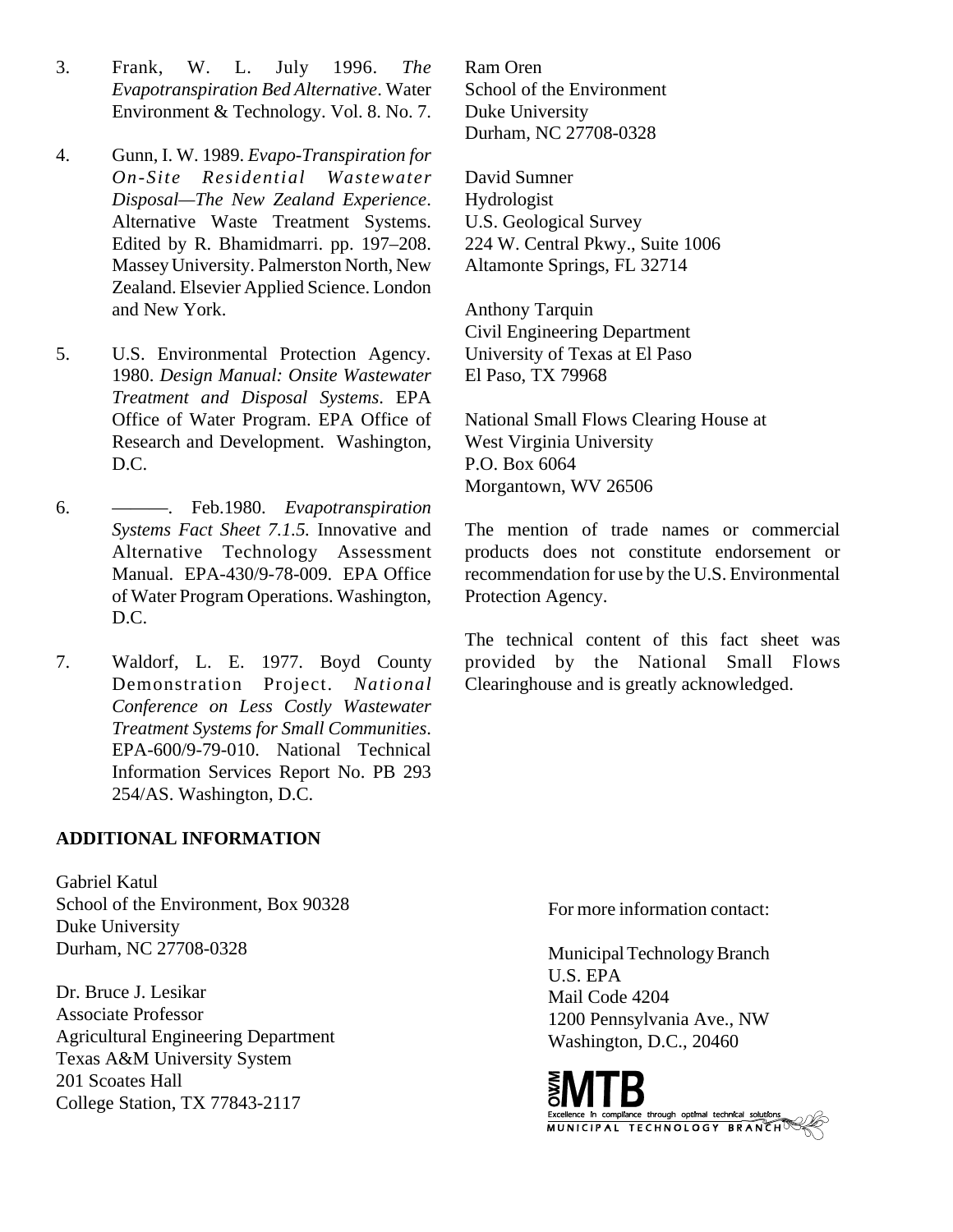3. Frank, W. L. July 1996. *The Evapotranspiration Bed Alternative*. Water Environment & Technology. Vol. 8. No. 7.

4. Gunn, I. W. 1989. *Evapo-Transpiration for On-Site Residential Wastewater Disposal—The New Zealand Experience*. Alternative Waste Treatment Systems. Edited by R. Bhamidmarri. pp. 197–208. Massey University. Palmerston North, New Zealand. Elsevier Applied Science. London and New York.

5. U.S. Environmental Protection Agency. 1980. *Design Manual: Onsite Wastewater Treatment and Disposal Systems*. EPA Office of Water Program. EPA Office of Research and Development. Washington, D.C.

6. ———. Feb.1980. *Evapotranspiration Systems Fact Sheet 7.1.5.* Innovative and Alternative Technology Assessment Manual. EPA-430/9-78-009. EPA Office of Water Program Operations. Washington, D.C.

7. Waldorf, L. E. 1977. Boyd County Demonstration Project. *National Conference on Less Costly Wastewater Treatment Systems for Small Communities*. EPA-600/9-79-010. National Technical Information Services Report No. PB 293 254/AS. Washington, D.C.

## ADDITIONAL INFORMATION

Gabriel Katul
School of the Environment, Box 90328
Duke University
Durham, NC 27708-0328

Dr. Bruce J. Lesikar
Associate Professor
Agricultural Engineering Department
Texas A&M University System
201 Scoates Hall
College Station, TX 77843-2117

Ram Oren
School of the Environment
Duke University
Durham, NC 27708-0328

David Sumner
Hydrologist
U.S. Geological Survey
224 W. Central Pkwy., Suite 1006
Altamonte Springs, FL 32714

Anthony Tarquin
Civil Engineering Department
University of Texas at El Paso
El Paso, TX 79968

National Small Flows Clearing House at
West Virginia University
P.O. Box 6064
Morgantown, WV 26506

The mention of trade names or commercial products does not constitute endorsement or recommendation for use by the U.S. Environmental Protection Agency.

The technical content of this fact sheet was provided by the National Small Flows Clearinghouse and is greatly acknowledged.

For more information contact:

Municipal Technology Branch
U.S. EPA
Mail Code 4204
1200 Pennsylvania Ave., NW
Washington, D.C., 20460

OWM MTB
Excellence in compliance through optimal technical solutions
MUNICIPAL TECHNOLOGY BRANCH